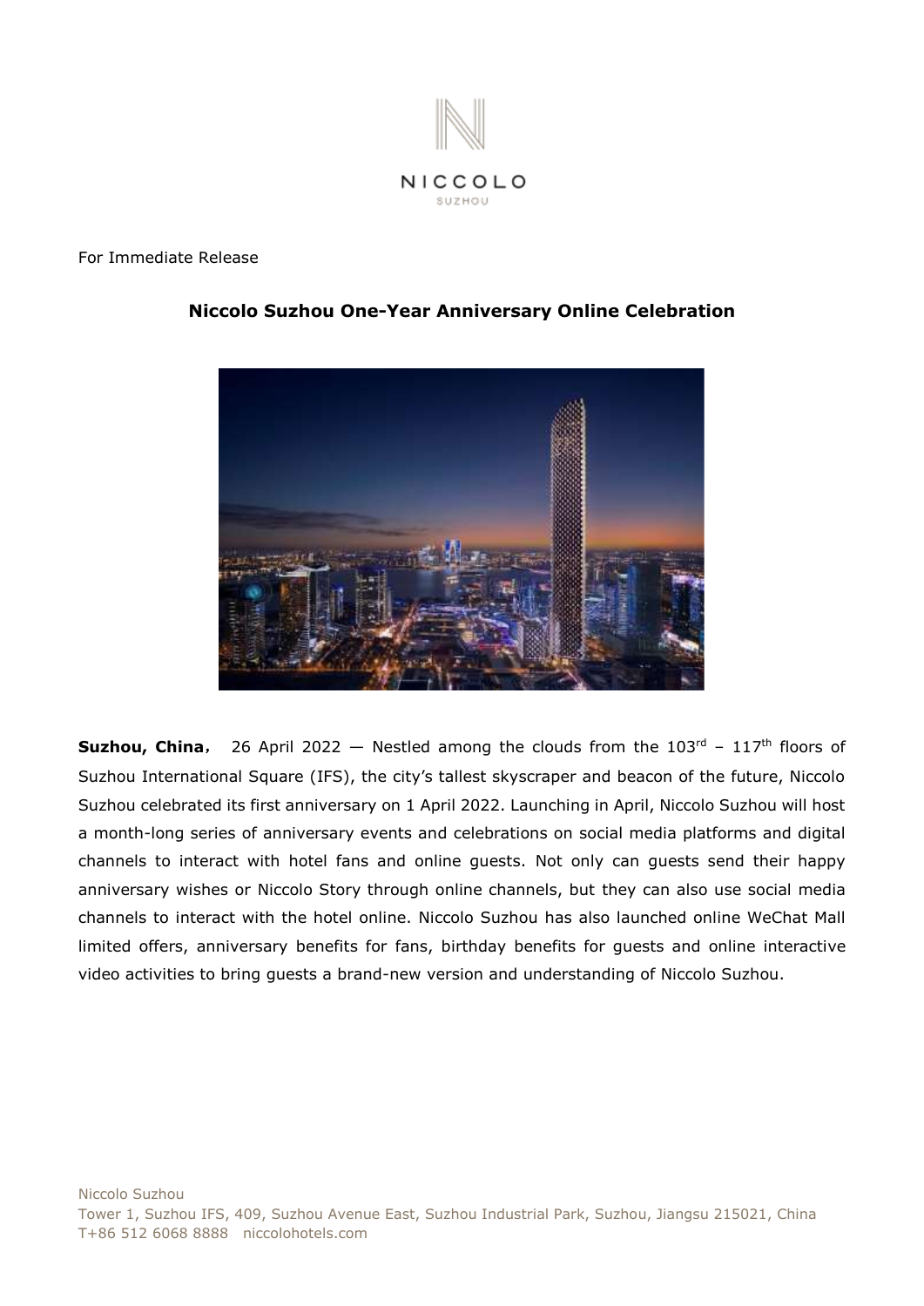NICCOLO

SUZHOU

For Immediate Release

# Niccolo Suzhou One-Year Anniversary Online Celebration

**Suzhou, China**， 26 April 2022 — Nestled among the clouds from the 103rd – 117th floors of Suzhou International Square (IFS), the city's tallest skyscraper and beacon of the future, Niccolo Suzhou celebrated its first anniversary on 1 April 2022. Launching in April, Niccolo Suzhou will host a month-long series of anniversary events and celebrations on social media platforms and digital channels to interact with hotel fans and online guests. Not only can guests send their happy anniversary wishes or Niccolo Story through online channels, but they can also use social media channels to interact with the hotel online. Niccolo Suzhou has also launched online WeChat Mall limited offers, anniversary benefits for fans, birthday benefits for guests and online interactive video activities to bring guests a brand-new version and understanding of Niccolo Suzhou.

Niccolo Suzhou
Tower 1, Suzhou IFS, 409, Suzhou Avenue East, Suzhou Industrial Park, Suzhou, Jiangsu 215021, China
T+86 512 6068 8888 niccolohotels.com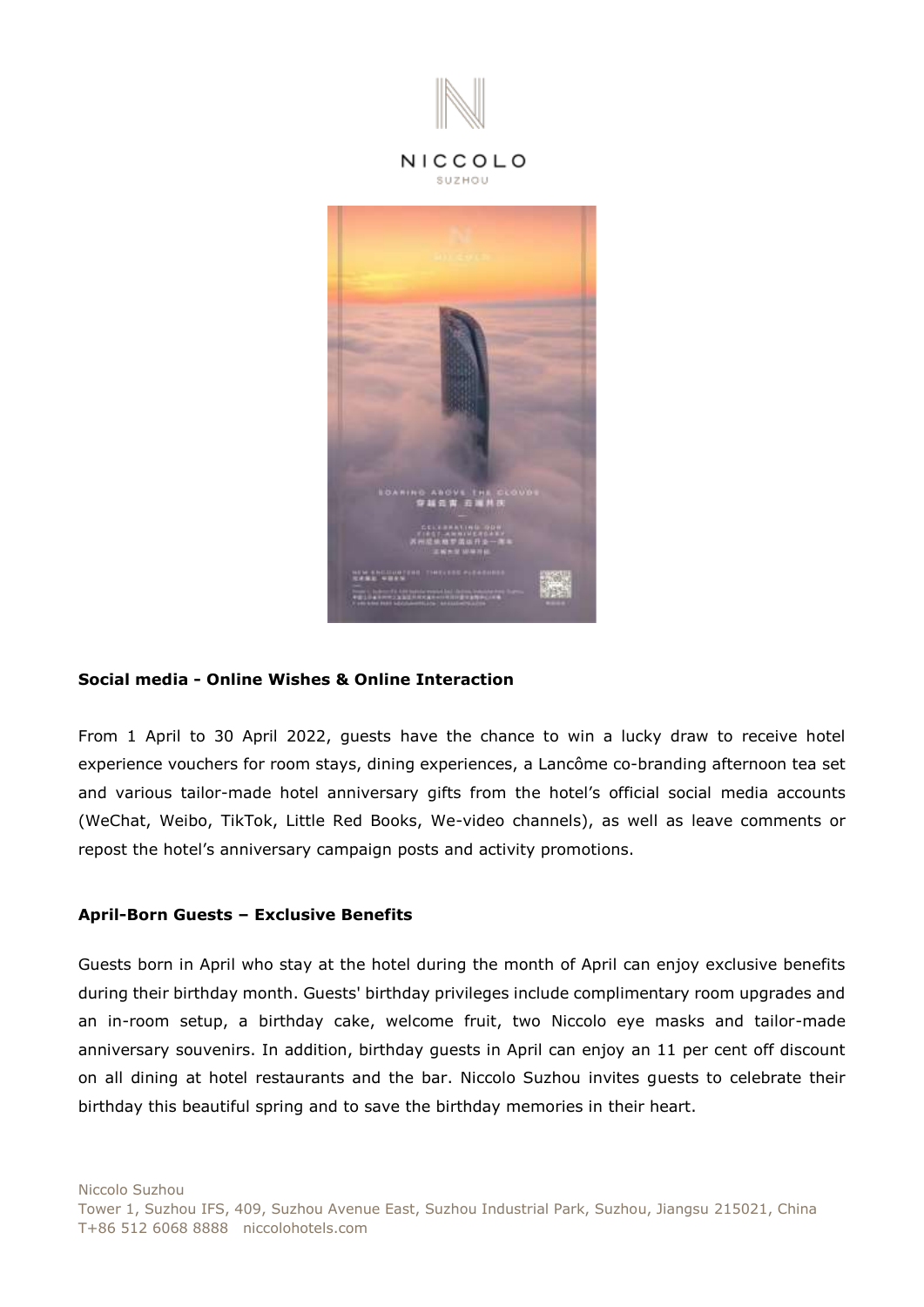## Social media - Online Wishes & Online Interaction

From 1 April to 30 April 2022, guests have the chance to win a lucky draw to receive hotel experience vouchers for room stays, dining experiences, a Lancôme co-branding afternoon tea set and various tailor-made hotel anniversary gifts from the hotel's official social media accounts (WeChat, Weibo, TikTok, Little Red Books, We-video channels), as well as leave comments or repost the hotel's anniversary campaign posts and activity promotions.

## April-Born Guests – Exclusive Benefits

Guests born in April who stay at the hotel during the month of April can enjoy exclusive benefits during their birthday month. Guests' birthday privileges include complimentary room upgrades and an in-room setup, a birthday cake, welcome fruit, two Niccolo eye masks and tailor-made anniversary souvenirs. In addition, birthday guests in April can enjoy an 11 per cent off discount on all dining at hotel restaurants and the bar. Niccolo Suzhou invites guests to celebrate their birthday this beautiful spring and to save the birthday memories in their heart.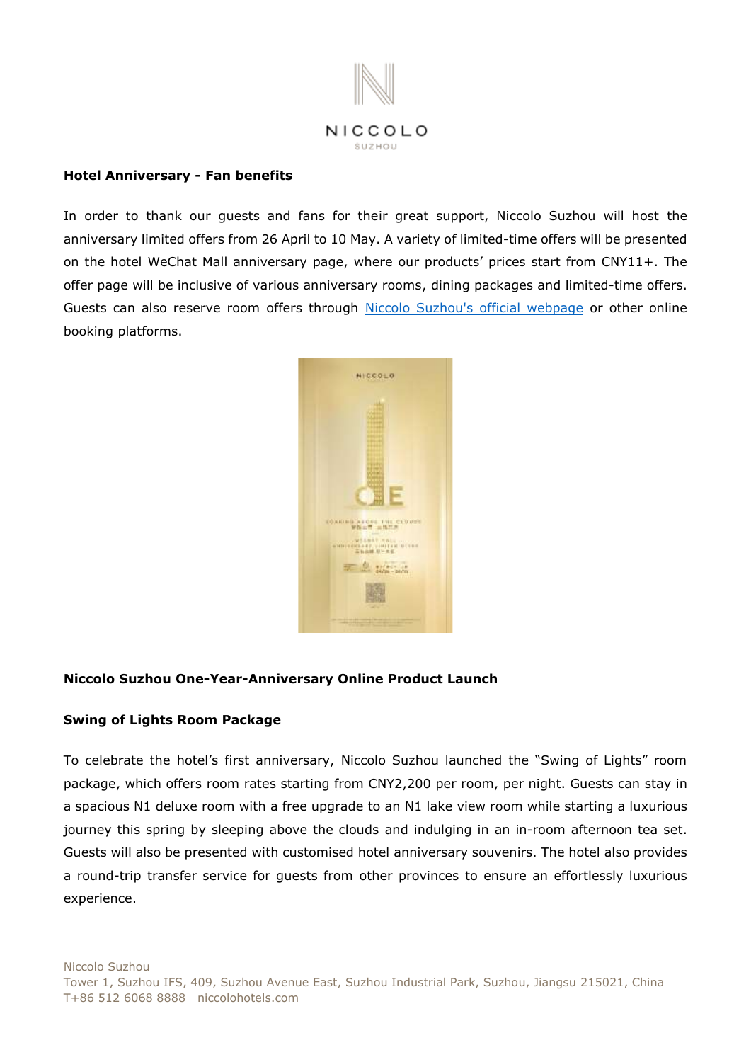**Hotel Anniversary - Fan benefits**

In order to thank our guests and fans for their great support, Niccolo Suzhou will host the anniversary limited offers from 26 April to 10 May. A variety of limited-time offers will be presented on the hotel WeChat Mall anniversary page, where our products' prices start from CNY11+. The offer page will be inclusive of various anniversary rooms, dining packages and limited-time offers. Guests can also reserve room offers through [Niccolo Suzhou's official webpage]() or other online booking platforms.

**Niccolo Suzhou One-Year-Anniversary Online Product Launch**

**Swing of Lights Room Package**

To celebrate the hotel's first anniversary, Niccolo Suzhou launched the "Swing of Lights" room package, which offers room rates starting from CNY2,200 per room, per night. Guests can stay in a spacious N1 deluxe room with a free upgrade to an N1 lake view room while starting a luxurious journey this spring by sleeping above the clouds and indulging in an in-room afternoon tea set. Guests will also be presented with customised hotel anniversary souvenirs. The hotel also provides a round-trip transfer service for guests from other provinces to ensure an effortlessly luxurious experience.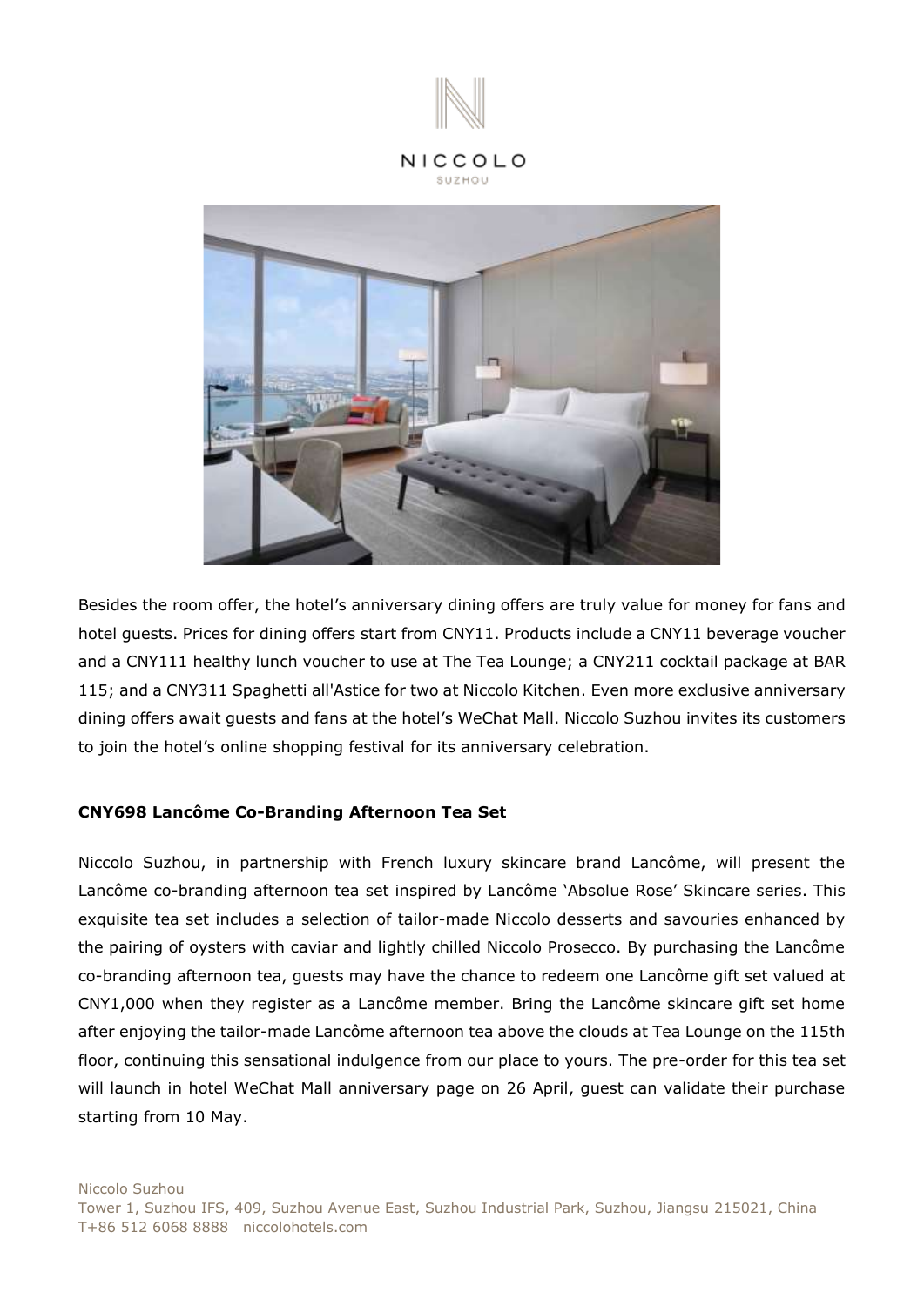Besides the room offer, the hotel's anniversary dining offers are truly value for money for fans and hotel guests. Prices for dining offers start from CNY11. Products include a CNY11 beverage voucher and a CNY111 healthy lunch voucher to use at The Tea Lounge; a CNY211 cocktail package at BAR 115; and a CNY311 Spaghetti all'Astice for two at Niccolo Kitchen. Even more exclusive anniversary dining offers await guests and fans at the hotel's WeChat Mall. Niccolo Suzhou invites its customers to join the hotel's online shopping festival for its anniversary celebration.

**CNY698 Lancôme Co-Branding Afternoon Tea Set**

Niccolo Suzhou, in partnership with French luxury skincare brand Lancôme, will present the Lancôme co-branding afternoon tea set inspired by Lancôme 'Absolue Rose' Skincare series. This exquisite tea set includes a selection of tailor-made Niccolo desserts and savouries enhanced by the pairing of oysters with caviar and lightly chilled Niccolo Prosecco. By purchasing the Lancôme co-branding afternoon tea, guests may have the chance to redeem one Lancôme gift set valued at CNY1,000 when they register as a Lancôme member. Bring the Lancôme skincare gift set home after enjoying the tailor-made Lancôme afternoon tea above the clouds at Tea Lounge on the 115th floor, continuing this sensational indulgence from our place to yours. The pre-order for this tea set will launch in hotel WeChat Mall anniversary page on 26 April, guest can validate their purchase starting from 10 May.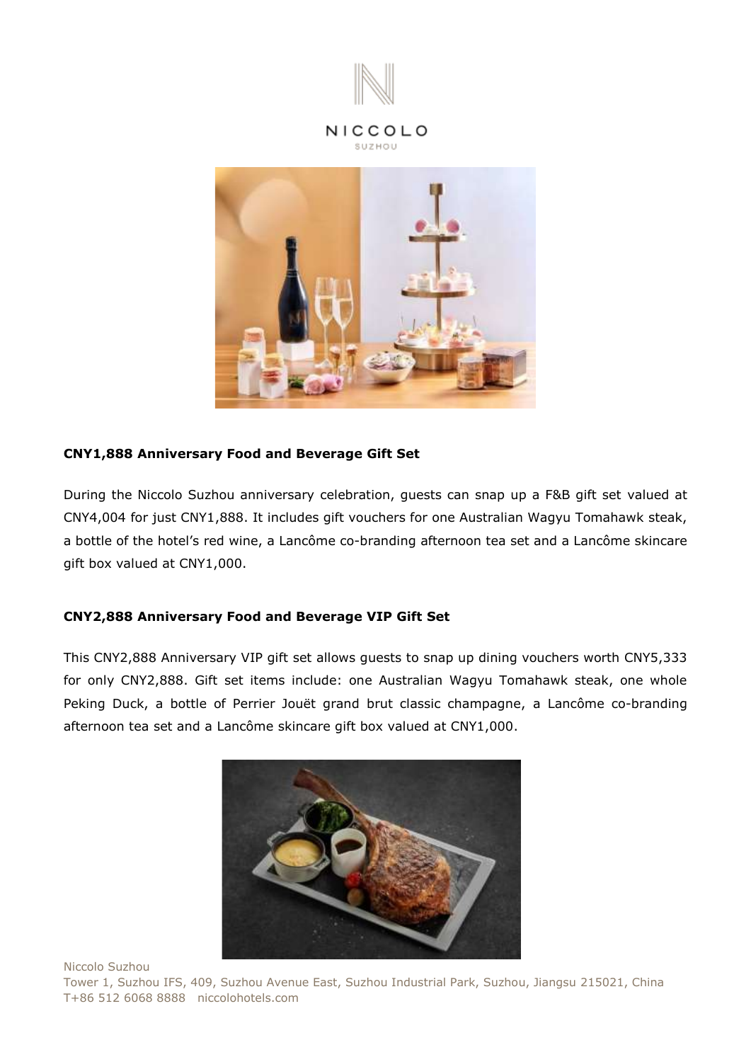NICCOLO

SUZHOU

**CNY1,888 Anniversary Food and Beverage Gift Set**

During the Niccolo Suzhou anniversary celebration, guests can snap up a F&B gift set valued at CNY4,004 for just CNY1,888. It includes gift vouchers for one Australian Wagyu Tomahawk steak, a bottle of the hotel's red wine, a Lancôme co-branding afternoon tea set and a Lancôme skincare gift box valued at CNY1,000.

**CNY2,888 Anniversary Food and Beverage VIP Gift Set**

This CNY2,888 Anniversary VIP gift set allows guests to snap up dining vouchers worth CNY5,333 for only CNY2,888. Gift set items include: one Australian Wagyu Tomahawk steak, one whole Peking Duck, a bottle of Perrier Jouët grand brut classic champagne, a Lancôme co-branding afternoon tea set and a Lancôme skincare gift box valued at CNY1,000.

Niccolo Suzhou
Tower 1, Suzhou IFS, 409, Suzhou Avenue East, Suzhou Industrial Park, Suzhou, Jiangsu 215021, China
T+86 512 6068 8888 niccolohotels.com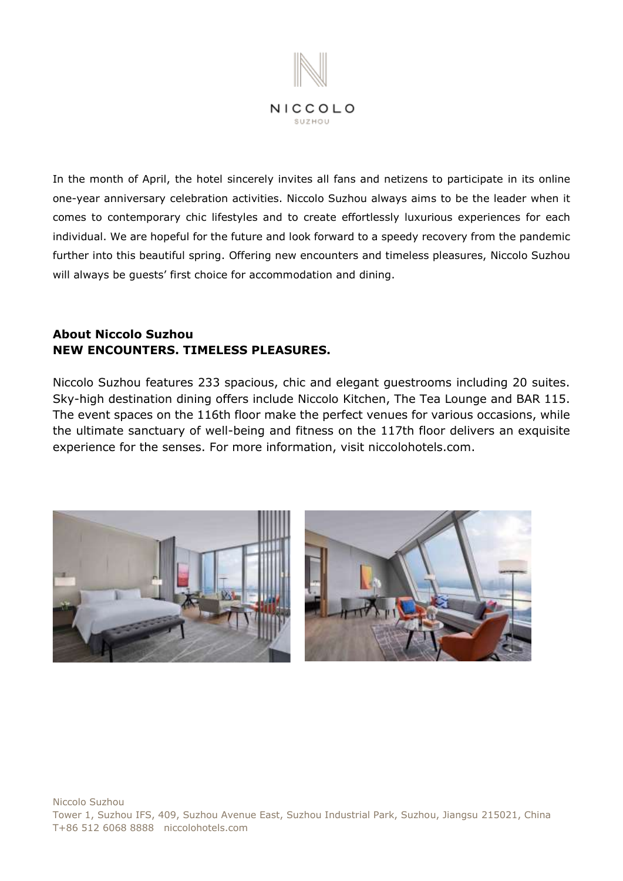In the month of April, the hotel sincerely invites all fans and netizens to participate in its online one-year anniversary celebration activities. Niccolo Suzhou always aims to be the leader when it comes to contemporary chic lifestyles and to create effortlessly luxurious experiences for each individual. We are hopeful for the future and look forward to a speedy recovery from the pandemic further into this beautiful spring. Offering new encounters and timeless pleasures, Niccolo Suzhou will always be guests' first choice for accommodation and dining.

**About Niccolo Suzhou**
**NEW ENCOUNTERS. TIMELESS PLEASURES.**

Niccolo Suzhou features 233 spacious, chic and elegant guestrooms including 20 suites. Sky-high destination dining offers include Niccolo Kitchen, The Tea Lounge and BAR 115. The event spaces on the 116th floor make the perfect venues for various occasions, while the ultimate sanctuary of well-being and fitness on the 117th floor delivers an exquisite experience for the senses. For more information, visit niccolohotels.com.

Niccolo Suzhou
Tower 1, Suzhou IFS, 409, Suzhou Avenue East, Suzhou Industrial Park, Suzhou, Jiangsu 215021, China
T+86 512 6068 8888 niccolohotels.com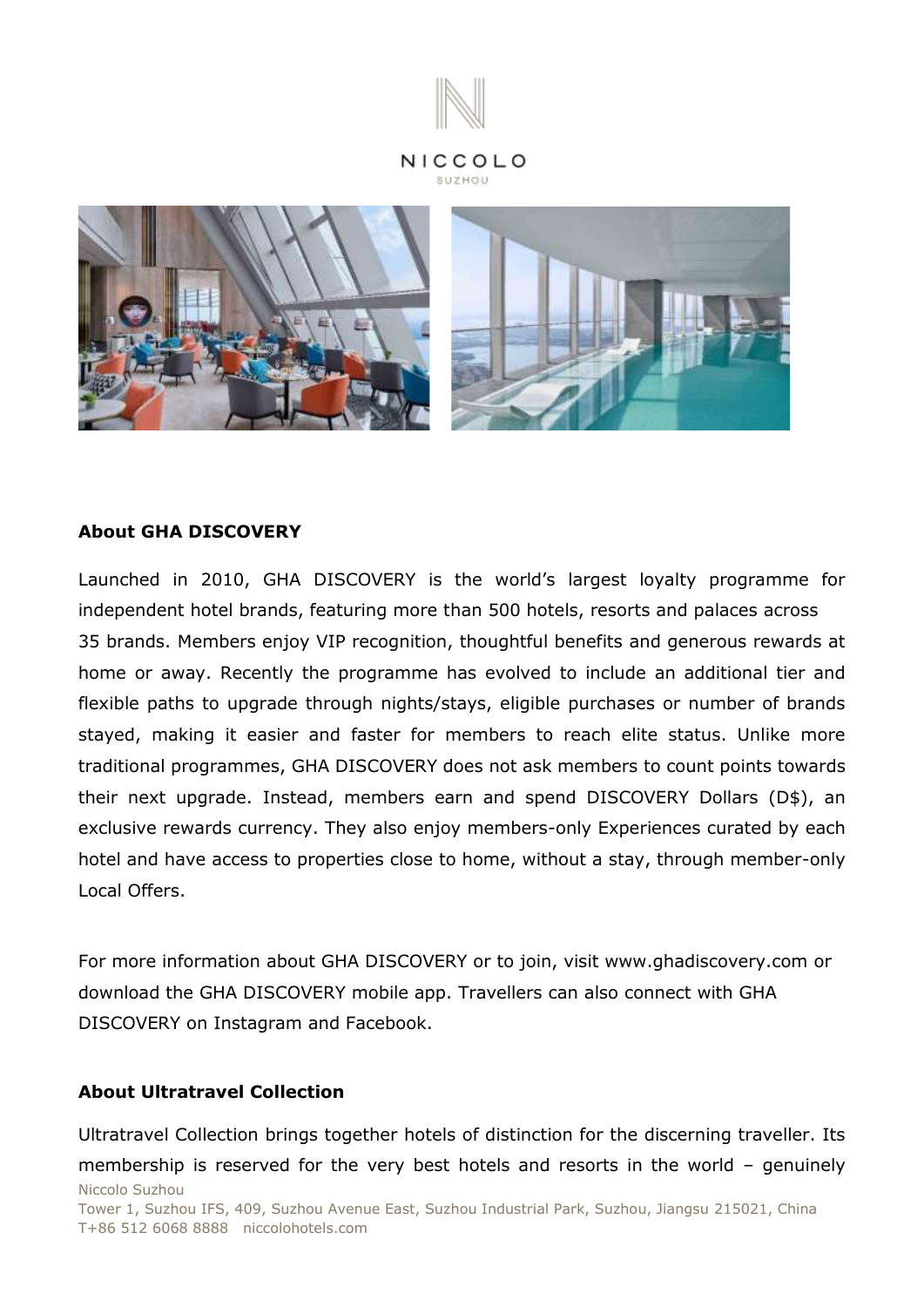## About GHA DISCOVERY

Launched in 2010, GHA DISCOVERY is the world's largest loyalty programme for independent hotel brands, featuring more than 500 hotels, resorts and palaces across 35 brands. Members enjoy VIP recognition, thoughtful benefits and generous rewards at home or away. Recently the programme has evolved to include an additional tier and flexible paths to upgrade through nights/stays, eligible purchases or number of brands stayed, making it easier and faster for members to reach elite status. Unlike more traditional programmes, GHA DISCOVERY does not ask members to count points towards their next upgrade. Instead, members earn and spend DISCOVERY Dollars (D$), an exclusive rewards currency. They also enjoy members-only Experiences curated by each hotel and have access to properties close to home, without a stay, through member-only Local Offers.

For more information about GHA DISCOVERY or to join, visit www.ghadiscovery.com or download the GHA DISCOVERY mobile app. Travellers can also connect with GHA DISCOVERY on Instagram and Facebook.

## About Ultratravel Collection

Ultratravel Collection brings together hotels of distinction for the discerning traveller. Its membership is reserved for the very best hotels and resorts in the world – genuinely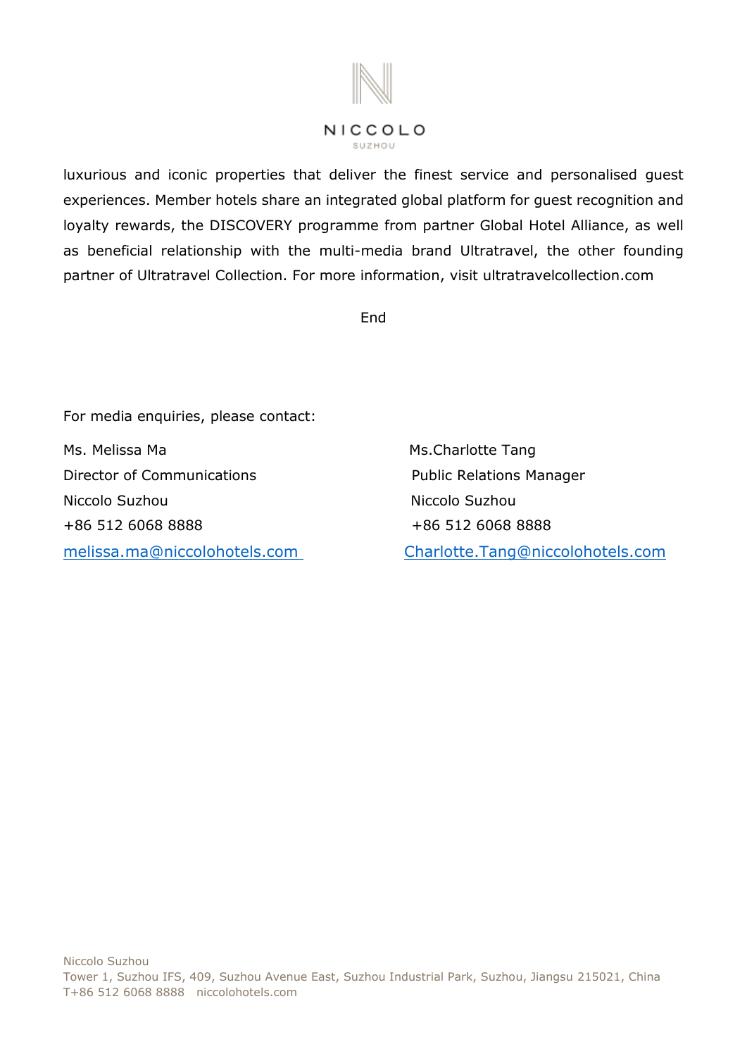luxurious and iconic properties that deliver the finest service and personalised guest experiences. Member hotels share an integrated global platform for guest recognition and loyalty rewards, the DISCOVERY programme from partner Global Hotel Alliance, as well as beneficial relationship with the multi-media brand Ultratravel, the other founding partner of Ultratravel Collection. For more information, visit ultratravelcollection.com

End

For media enquiries, please contact:

Ms. Melissa Ma
Director of Communications
Niccolo Suzhou
+86 512 6068 8888
melissa.ma@niccolohotels.com

Ms.Charlotte Tang
Public Relations Manager
Niccolo Suzhou
+86 512 6068 8888
Charlotte.Tang@niccolohotels.com